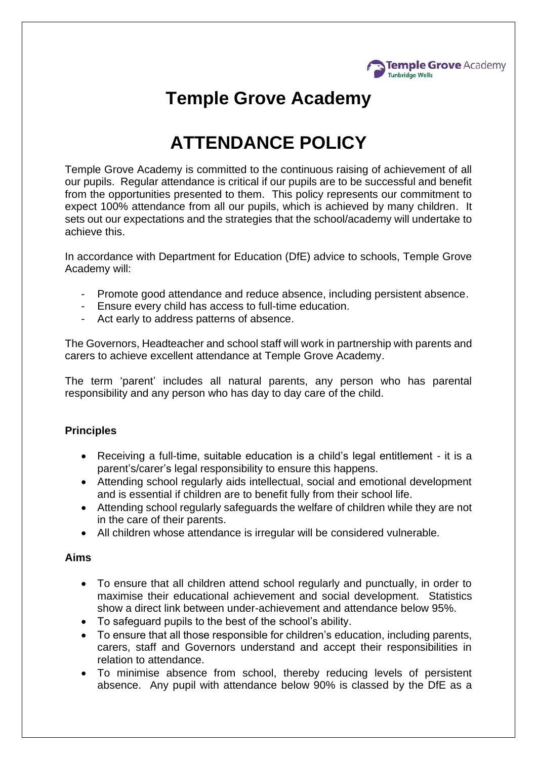# Temple Grove Academy

# ATTENDANCE POLICY

Temple Grove Academy is committed to the continuous raising of achievement of all our pupils. Regular attendance is critical if our pupils are to be successful and benefit from the opportunities presented to them. This policy represents our commitment to expect 100% attendance from all our pupils, which is achieved by many children. It sets out our expectations and the strategies that the school/academy will undertake to achieve this.

In accordance with Department for Education (DfE) advice to schools, Temple Grove Academy will:

- Promote good attendance and reduce absence, including persistent absence.
- Ensure every child has access to full-time education.
- Act early to address patterns of absence.

The Governors, Headteacher and school staff will work in partnership with parents and carers to achieve excellent attendance at Temple Grove Academy.

The term 'parent' includes all natural parents, any person who has parental responsibility and any person who has day to day care of the child.

**Principles**

- Receiving a full-time, suitable education is a child's legal entitlement - it is a parent's/carer's legal responsibility to ensure this happens.
- Attending school regularly aids intellectual, social and emotional development and is essential if children are to benefit fully from their school life.
- Attending school regularly safeguards the welfare of children while they are not in the care of their parents.
- All children whose attendance is irregular will be considered vulnerable.

**Aims**

- To ensure that all children attend school regularly and punctually, in order to maximise their educational achievement and social development. Statistics show a direct link between under-achievement and attendance below 95%.
- To safeguard pupils to the best of the school's ability.
- To ensure that all those responsible for children's education, including parents, carers, staff and Governors understand and accept their responsibilities in relation to attendance.
- To minimise absence from school, thereby reducing levels of persistent absence. Any pupil with attendance below 90% is classed by the DfE as a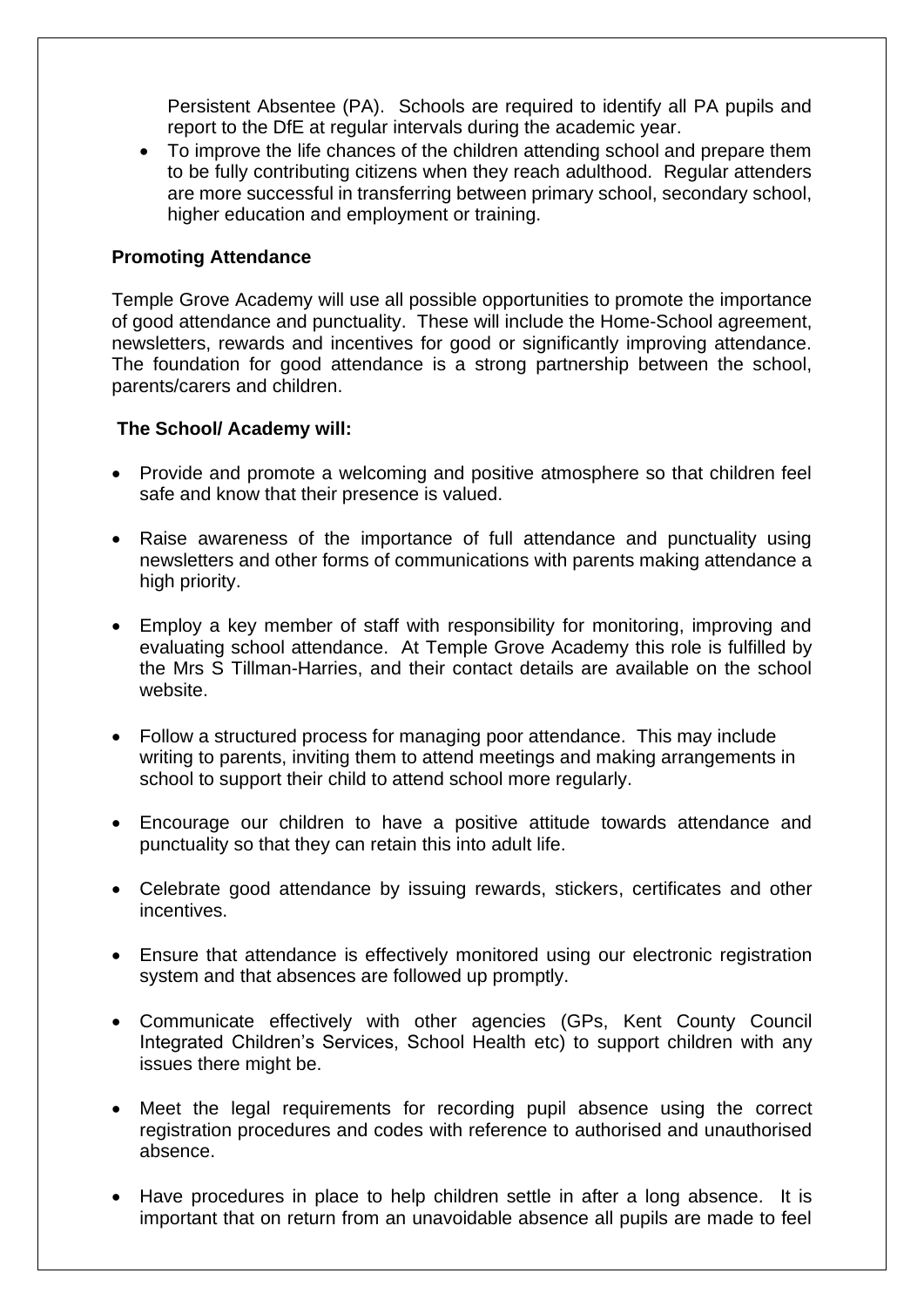Persistent Absentee (PA). Schools are required to identify all PA pupils and report to the DfE at regular intervals during the academic year.

- To improve the life chances of the children attending school and prepare them to be fully contributing citizens when they reach adulthood. Regular attenders are more successful in transferring between primary school, secondary school, higher education and employment or training.

**Promoting Attendance**

Temple Grove Academy will use all possible opportunities to promote the importance of good attendance and punctuality. These will include the Home-School agreement, newsletters, rewards and incentives for good or significantly improving attendance. The foundation for good attendance is a strong partnership between the school, parents/carers and children.

**The School/ Academy will:**

- Provide and promote a welcoming and positive atmosphere so that children feel safe and know that their presence is valued.
- Raise awareness of the importance of full attendance and punctuality using newsletters and other forms of communications with parents making attendance a high priority.
- Employ a key member of staff with responsibility for monitoring, improving and evaluating school attendance. At Temple Grove Academy this role is fulfilled by the Mrs S Tillman-Harries, and their contact details are available on the school website.
- Follow a structured process for managing poor attendance. This may include writing to parents, inviting them to attend meetings and making arrangements in school to support their child to attend school more regularly.
- Encourage our children to have a positive attitude towards attendance and punctuality so that they can retain this into adult life.
- Celebrate good attendance by issuing rewards, stickers, certificates and other incentives.
- Ensure that attendance is effectively monitored using our electronic registration system and that absences are followed up promptly.
- Communicate effectively with other agencies (GPs, Kent County Council Integrated Children's Services, School Health etc) to support children with any issues there might be.
- Meet the legal requirements for recording pupil absence using the correct registration procedures and codes with reference to authorised and unauthorised absence.
- Have procedures in place to help children settle in after a long absence. It is important that on return from an unavoidable absence all pupils are made to feel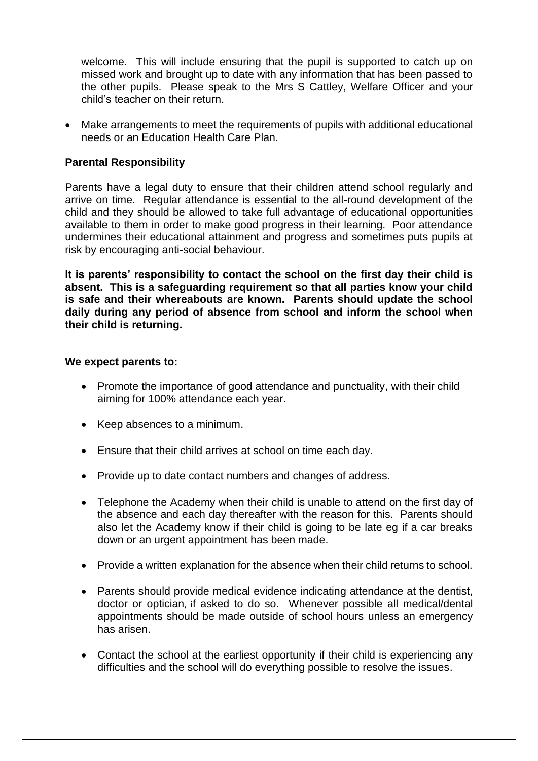welcome. This will include ensuring that the pupil is supported to catch up on missed work and brought up to date with any information that has been passed to the other pupils. Please speak to the Mrs S Cattley, Welfare Officer and your child's teacher on their return.

- Make arrangements to meet the requirements of pupils with additional educational needs or an Education Health Care Plan.

**Parental Responsibility**

Parents have a legal duty to ensure that their children attend school regularly and arrive on time. Regular attendance is essential to the all-round development of the child and they should be allowed to take full advantage of educational opportunities available to them in order to make good progress in their learning. Poor attendance undermines their educational attainment and progress and sometimes puts pupils at risk by encouraging anti-social behaviour.

**It is parents' responsibility to contact the school on the first day their child is absent. This is a safeguarding requirement so that all parties know your child is safe and their whereabouts are known. Parents should update the school daily during any period of absence from school and inform the school when their child is returning.**

**We expect parents to:**

- Promote the importance of good attendance and punctuality, with their child aiming for 100% attendance each year.
- Keep absences to a minimum.
- Ensure that their child arrives at school on time each day.
- Provide up to date contact numbers and changes of address.
- Telephone the Academy when their child is unable to attend on the first day of the absence and each day thereafter with the reason for this. Parents should also let the Academy know if their child is going to be late eg if a car breaks down or an urgent appointment has been made.
- Provide a written explanation for the absence when their child returns to school.
- Parents should provide medical evidence indicating attendance at the dentist, doctor or optician, if asked to do so. Whenever possible all medical/dental appointments should be made outside of school hours unless an emergency has arisen.
- Contact the school at the earliest opportunity if their child is experiencing any difficulties and the school will do everything possible to resolve the issues.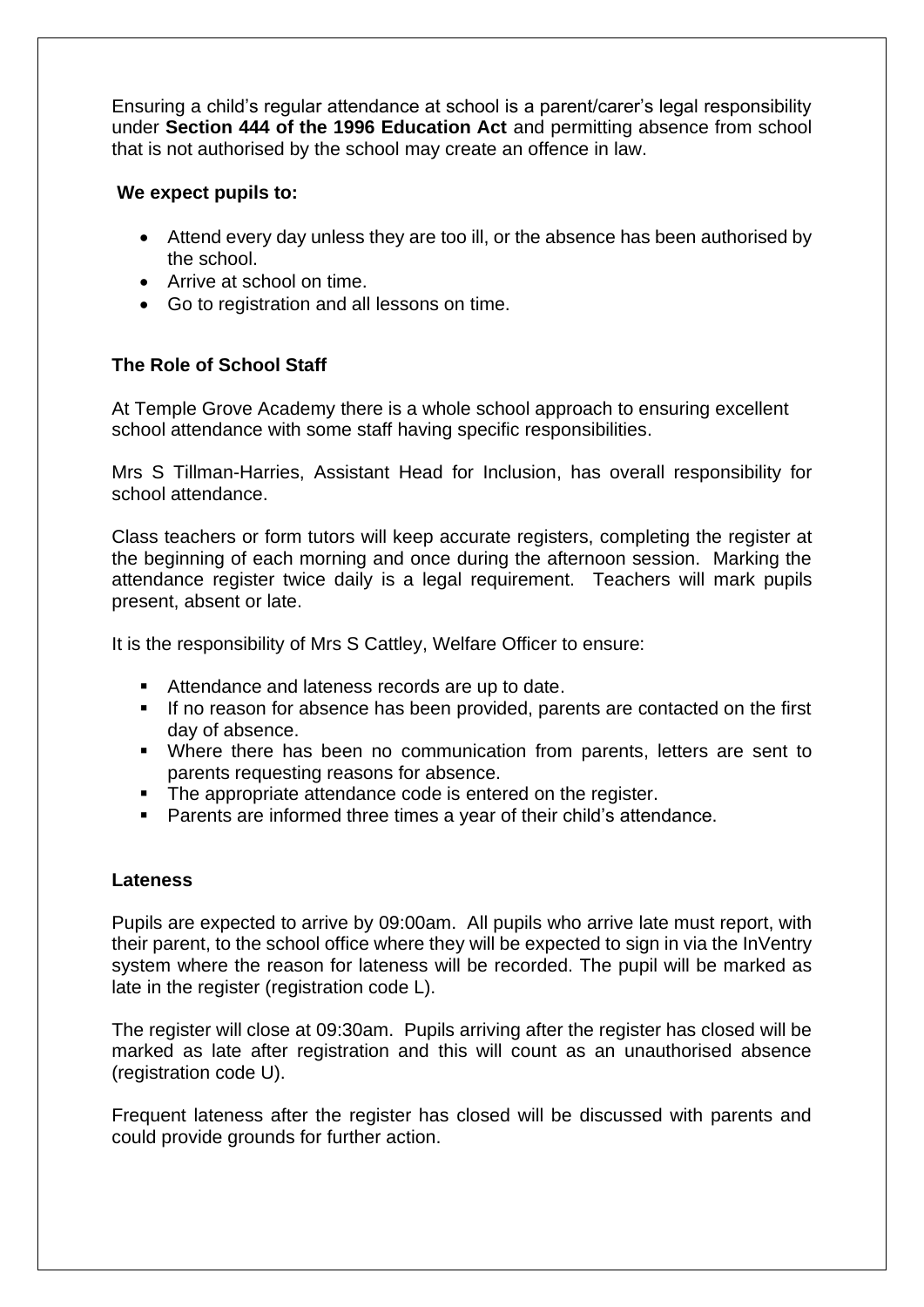Ensuring a child's regular attendance at school is a parent/carer's legal responsibility under **Section 444 of the 1996 Education Act** and permitting absence from school that is not authorised by the school may create an offence in law.

**We expect pupils to:**

- Attend every day unless they are too ill, or the absence has been authorised by the school.
- Arrive at school on time.
- Go to registration and all lessons on time.

### The Role of School Staff

At Temple Grove Academy there is a whole school approach to ensuring excellent school attendance with some staff having specific responsibilities.

Mrs S Tillman-Harries, Assistant Head for Inclusion, has overall responsibility for school attendance.

Class teachers or form tutors will keep accurate registers, completing the register at the beginning of each morning and once during the afternoon session. Marking the attendance register twice daily is a legal requirement. Teachers will mark pupils present, absent or late.

It is the responsibility of Mrs S Cattley, Welfare Officer to ensure:

- Attendance and lateness records are up to date.
- If no reason for absence has been provided, parents are contacted on the first day of absence.
- Where there has been no communication from parents, letters are sent to parents requesting reasons for absence.
- The appropriate attendance code is entered on the register.
- Parents are informed three times a year of their child's attendance.

### Lateness

Pupils are expected to arrive by 09:00am. All pupils who arrive late must report, with their parent, to the school office where they will be expected to sign in via the InVentry system where the reason for lateness will be recorded. The pupil will be marked as late in the register (registration code L).

The register will close at 09:30am. Pupils arriving after the register has closed will be marked as late after registration and this will count as an unauthorised absence (registration code U).

Frequent lateness after the register has closed will be discussed with parents and could provide grounds for further action.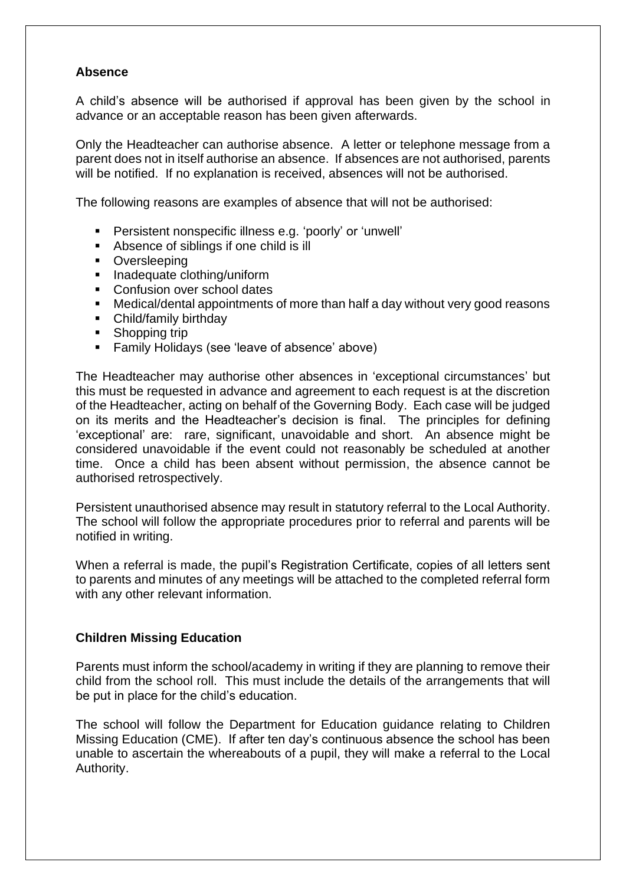## Absence

A child's absence will be authorised if approval has been given by the school in advance or an acceptable reason has been given afterwards.

Only the Headteacher can authorise absence. A letter or telephone message from a parent does not in itself authorise an absence. If absences are not authorised, parents will be notified. If no explanation is received, absences will not be authorised.

The following reasons are examples of absence that will not be authorised:

- Persistent nonspecific illness e.g. 'poorly' or 'unwell'
- Absence of siblings if one child is ill
- Oversleeping
- Inadequate clothing/uniform
- Confusion over school dates
- Medical/dental appointments of more than half a day without very good reasons
- Child/family birthday
- Shopping trip
- Family Holidays (see 'leave of absence' above)

The Headteacher may authorise other absences in 'exceptional circumstances' but this must be requested in advance and agreement to each request is at the discretion of the Headteacher, acting on behalf of the Governing Body. Each case will be judged on its merits and the Headteacher's decision is final. The principles for defining 'exceptional' are: rare, significant, unavoidable and short. An absence might be considered unavoidable if the event could not reasonably be scheduled at another time. Once a child has been absent without permission, the absence cannot be authorised retrospectively.

Persistent unauthorised absence may result in statutory referral to the Local Authority. The school will follow the appropriate procedures prior to referral and parents will be notified in writing.

When a referral is made, the pupil's Registration Certificate, copies of all letters sent to parents and minutes of any meetings will be attached to the completed referral form with any other relevant information.

## Children Missing Education

Parents must inform the school/academy in writing if they are planning to remove their child from the school roll. This must include the details of the arrangements that will be put in place for the child's education.

The school will follow the Department for Education guidance relating to Children Missing Education (CME). If after ten day's continuous absence the school has been unable to ascertain the whereabouts of a pupil, they will make a referral to the Local Authority.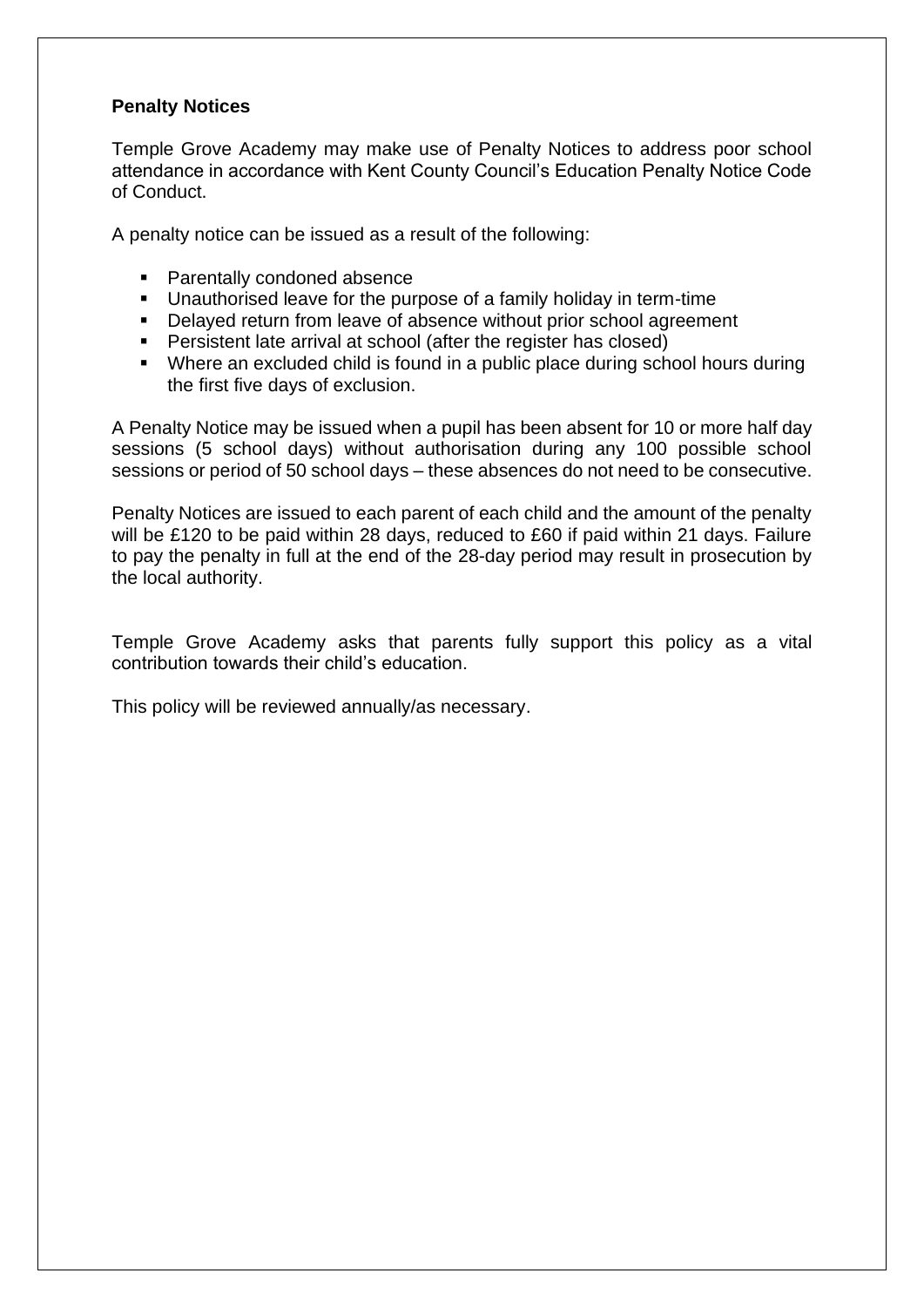**Penalty Notices**

Temple Grove Academy may make use of Penalty Notices to address poor school attendance in accordance with Kent County Council's Education Penalty Notice Code of Conduct.

A penalty notice can be issued as a result of the following:

- Parentally condoned absence
- Unauthorised leave for the purpose of a family holiday in term-time
- Delayed return from leave of absence without prior school agreement
- Persistent late arrival at school (after the register has closed)
- Where an excluded child is found in a public place during school hours during the first five days of exclusion.

A Penalty Notice may be issued when a pupil has been absent for 10 or more half day sessions (5 school days) without authorisation during any 100 possible school sessions or period of 50 school days – these absences do not need to be consecutive.

Penalty Notices are issued to each parent of each child and the amount of the penalty will be £120 to be paid within 28 days, reduced to £60 if paid within 21 days. Failure to pay the penalty in full at the end of the 28-day period may result in prosecution by the local authority.

Temple Grove Academy asks that parents fully support this policy as a vital contribution towards their child's education.

This policy will be reviewed annually/as necessary.